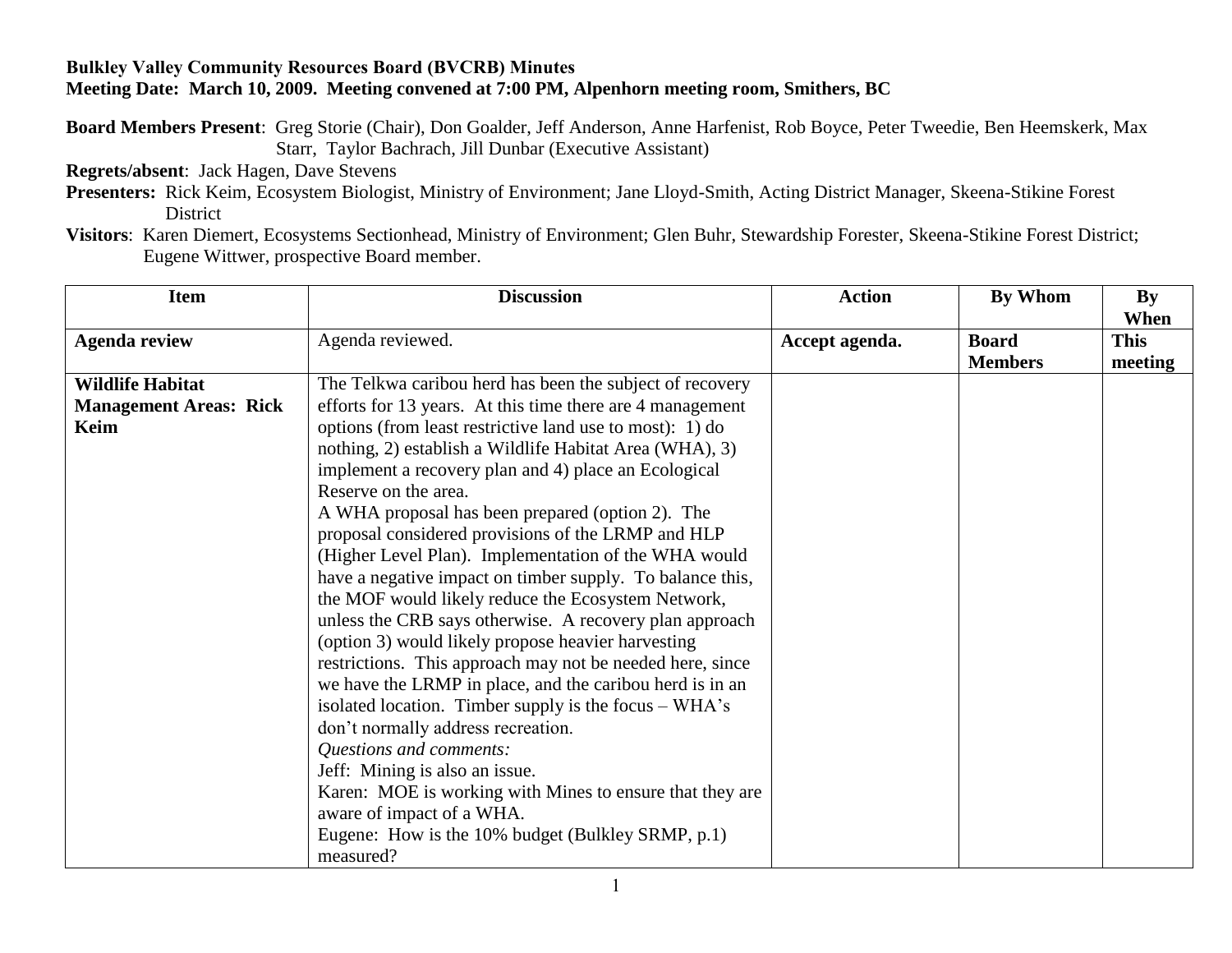**Bulkley Valley Community Resources Board (BVCRB) Minutes**
**Meeting Date: March 10, 2009. Meeting convened at 7:00 PM, Alpenhorn meeting room, Smithers, BC**

**Board Members Present**: Greg Storie (Chair), Don Goalder, Jeff Anderson, Anne Harfenist, Rob Boyce, Peter Tweedie, Ben Heemskerk, Max Starr, Taylor Bachrach, Jill Dunbar (Executive Assistant)

**Regrets/absent**: Jack Hagen, Dave Stevens

**Presenters:** Rick Keim, Ecosystem Biologist, Ministry of Environment; Jane Lloyd-Smith, Acting District Manager, Skeena-Stikine Forest District

**Visitors**: Karen Diemert, Ecosystems Sectionhead, Ministry of Environment; Glen Buhr, Stewardship Forester, Skeena-Stikine Forest District; Eugene Wittwer, prospective Board member.

| Item | Discussion | Action | By Whom | By When |
|---|---|---|---|---|
| **Agenda review** | Agenda reviewed. | **Accept agenda.** | **Board Members** | **This meeting** |
| **Wildlife Habitat Management Areas: Rick Keim** | The Telkwa caribou herd has been the subject of recovery efforts for 13 years. At this time there are 4 management options (from least restrictive land use to most): 1) do nothing, 2) establish a Wildlife Habitat Area (WHA), 3) implement a recovery plan and 4) place an Ecological Reserve on the area.<br>A WHA proposal has been prepared (option 2). The proposal considered provisions of the LRMP and HLP (Higher Level Plan). Implementation of the WHA would have a negative impact on timber supply. To balance this, the MOF would likely reduce the Ecosystem Network, unless the CRB says otherwise. A recovery plan approach (option 3) would likely propose heavier harvesting restrictions. This approach may not be needed here, since we have the LRMP in place, and the caribou herd is in an isolated location. Timber supply is the focus – WHA's don't normally address recreation.<br>*Questions and comments:*<br>Jeff: Mining is also an issue.<br>Karen: MOE is working with Mines to ensure that they are aware of impact of a WHA.<br>Eugene: How is the 10% budget (Bulkley SRMP, p.1) measured? | | | |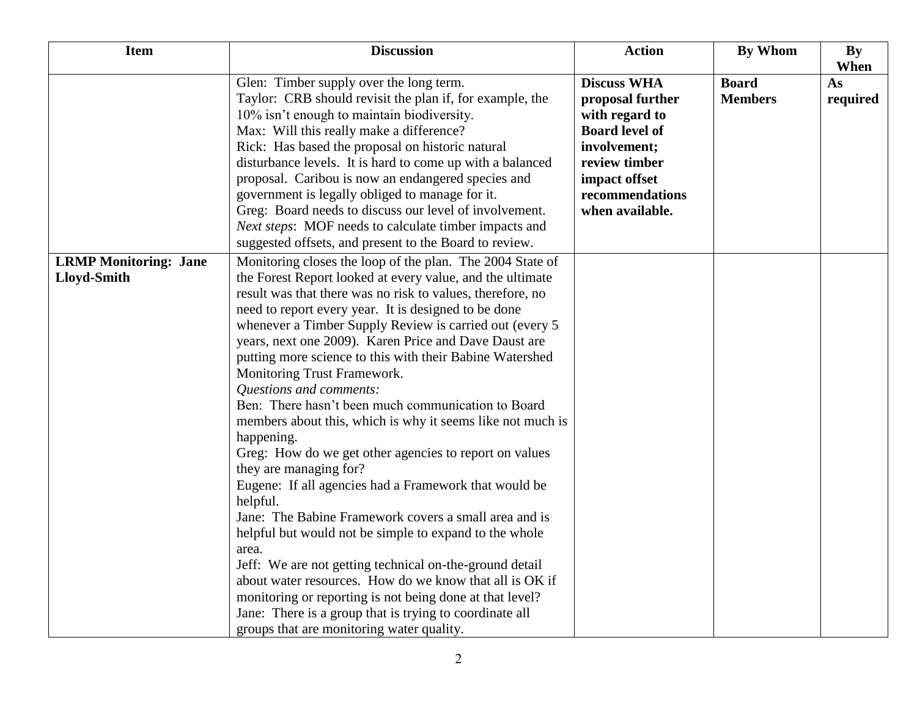| Item | Discussion | Action | By Whom | By When |
|---|---|---|---|---|
| | Glen: Timber supply over the long term.<br>Taylor: CRB should revisit the plan if, for example, the 10% isn't enough to maintain biodiversity.<br>Max: Will this really make a difference?<br>Rick: Has based the proposal on historic natural disturbance levels. It is hard to come up with a balanced proposal. Caribou is now an endangered species and government is legally obliged to manage for it.<br>Greg: Board needs to discuss our level of involvement.<br>*Next steps*: MOF needs to calculate timber impacts and suggested offsets, and present to the Board to review. | **Discuss WHA proposal further with regard to Board level of involvement; review timber impact offset recommendations when available.** | **Board Members** | **As required** |
| **LRMP Monitoring: Jane Lloyd-Smith** | Monitoring closes the loop of the plan. The 2004 State of the Forest Report looked at every value, and the ultimate result was that there was no risk to values, therefore, no need to report every year. It is designed to be done whenever a Timber Supply Review is carried out (every 5 years, next one 2009). Karen Price and Dave Daust are putting more science to this with their Babine Watershed Monitoring Trust Framework.<br>*Questions and comments:*<br>Ben: There hasn't been much communication to Board members about this, which is why it seems like not much is happening.<br>Greg: How do we get other agencies to report on values they are managing for?<br>Eugene: If all agencies had a Framework that would be helpful.<br>Jane: The Babine Framework covers a small area and is helpful but would not be simple to expand to the whole area.<br>Jeff: We are not getting technical on-the-ground detail about water resources. How do we know that all is OK if monitoring or reporting is not being done at that level?<br>Jane: There is a group that is trying to coordinate all groups that are monitoring water quality. | | | |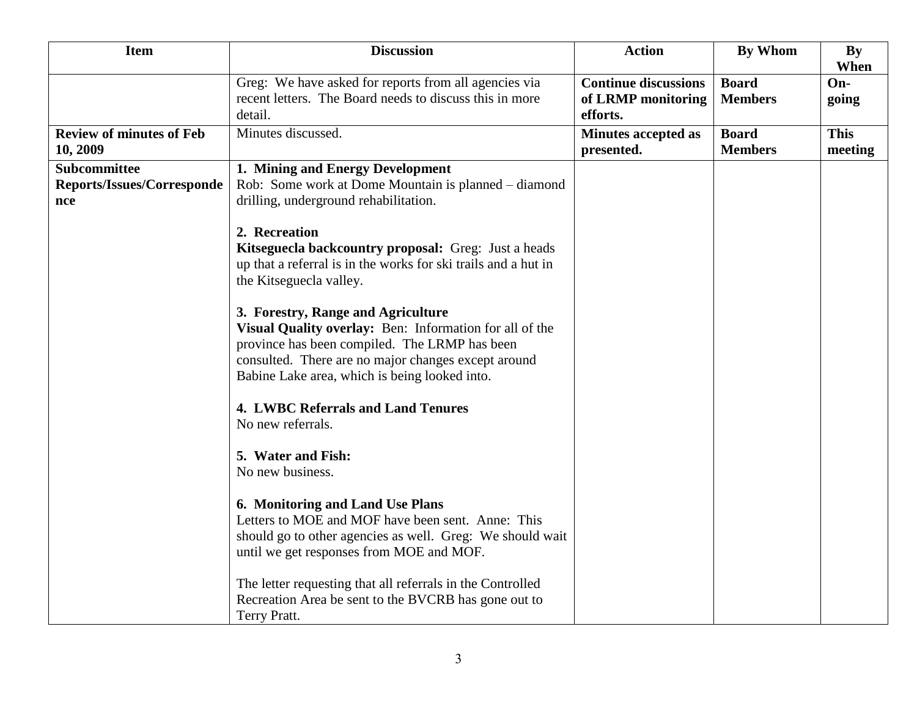| Item | Discussion | Action | By Whom | By When |
| --- | --- | --- | --- | --- |
| | Greg: We have asked for reports from all agencies via recent letters. The Board needs to discuss this in more detail. | **Continue discussions of LRMP monitoring efforts.** | **Board Members** | **On-going** |
| **Review of minutes of Feb 10, 2009** | Minutes discussed. | **Minutes accepted as presented.** | **Board Members** | **This meeting** |
| **Subcommittee Reports/Issues/Correspondence** | **1. Mining and Energy Development**<br>Rob: Some work at Dome Mountain is planned – diamond drilling, underground rehabilitation.<br><br>**2. Recreation**<br>**Kitseguecla backcountry proposal:** Greg: Just a heads up that a referral is in the works for ski trails and a hut in the Kitseguecla valley.<br><br>**3. Forestry, Range and Agriculture**<br>**Visual Quality overlay:** Ben: Information for all of the province has been compiled. The LRMP has been consulted. There are no major changes except around Babine Lake area, which is being looked into.<br><br>**4. LWBC Referrals and Land Tenures**<br>No new referrals.<br><br>**5. Water and Fish:**<br>No new business.<br><br>**6. Monitoring and Land Use Plans**<br>Letters to MOE and MOF have been sent. Anne: This should go to other agencies as well. Greg: We should wait until we get responses from MOE and MOF.<br><br>The letter requesting that all referrals in the Controlled Recreation Area be sent to the BVCRB has gone out to Terry Pratt. | | | |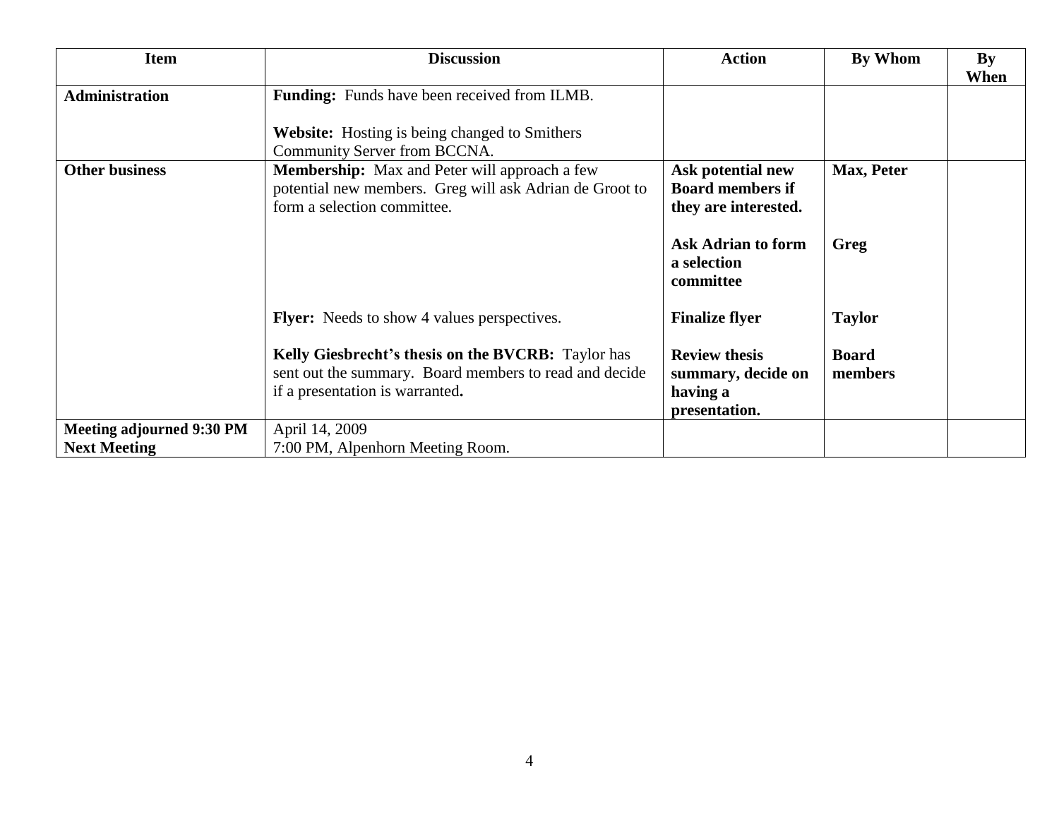| Item | Discussion | Action | By Whom | By When |
|---|---|---|---|---|
| **Administration** | **Funding:** Funds have been received from ILMB.<br><br>**Website:** Hosting is being changed to Smithers Community Server from BCCNA. | | | |
| **Other business** | **Membership:** Max and Peter will approach a few potential new members. Greg will ask Adrian de Groot to form a selection committee. | **Ask potential new Board members if they are interested.**<br><br>**Ask Adrian to form a selection committee** | **Max, Peter**<br><br>**Greg** | |
| | **Flyer:** Needs to show 4 values perspectives. | **Finalize flyer** | **Taylor** | |
| | **Kelly Giesbrecht's thesis on the BVCRB:** Taylor has sent out the summary. Board members to read and decide if a presentation is warranted**.** | **Review thesis summary, decide on having a presentation.** | **Board members** | |
| **Meeting adjourned 9:30 PM**<br>**Next Meeting** | April 14, 2009<br>7:00 PM, Alpenhorn Meeting Room. | | | |